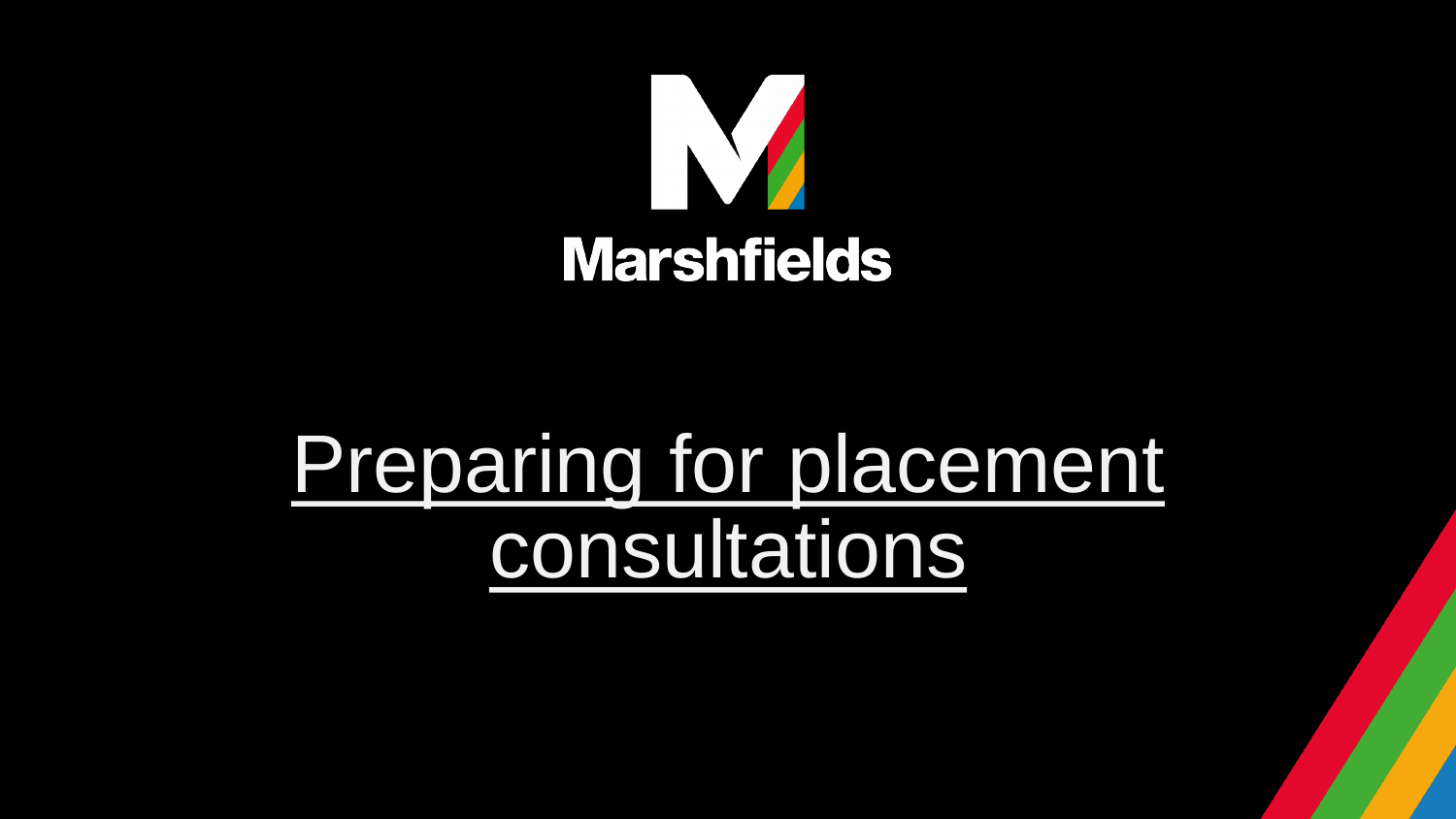Marshfields

# Preparing for placement consultations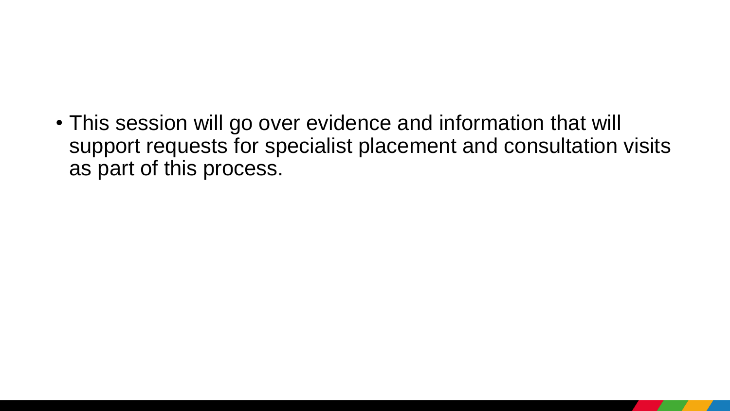- This session will go over evidence and information that will support requests for specialist placement and consultation visits as part of this process.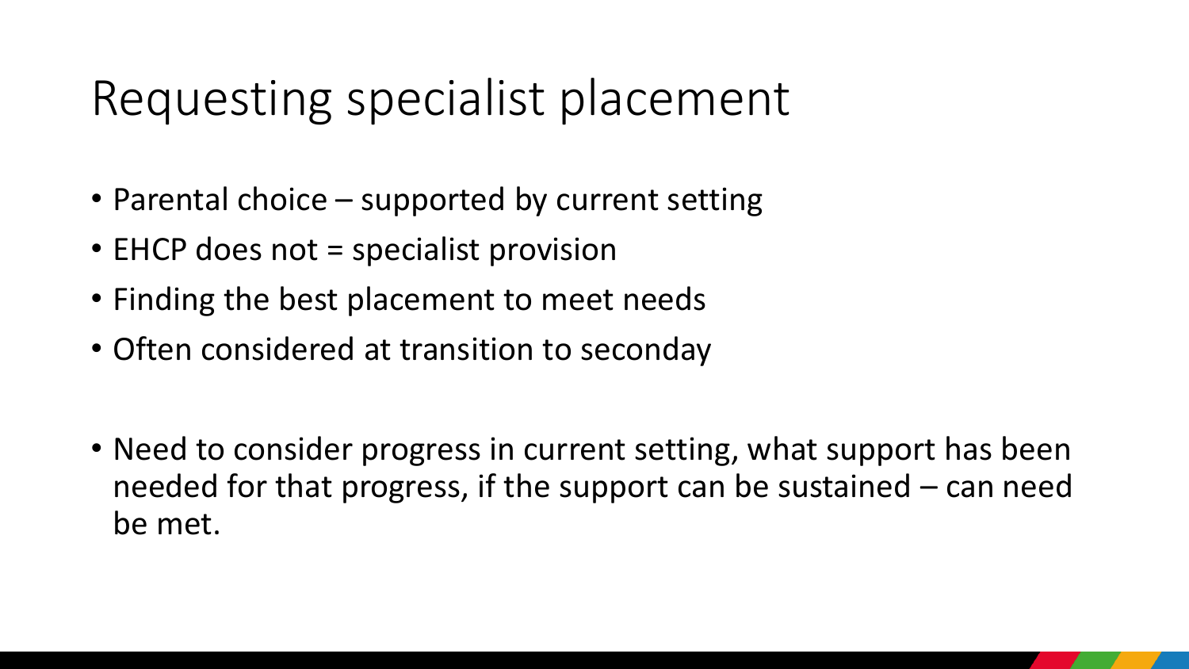# Requesting specialist placement

- Parental choice – supported by current setting
- EHCP does not = specialist provision
- Finding the best placement to meet needs
- Often considered at transition to seconday

- Need to consider progress in current setting, what support has been needed for that progress, if the support can be sustained – can need be met.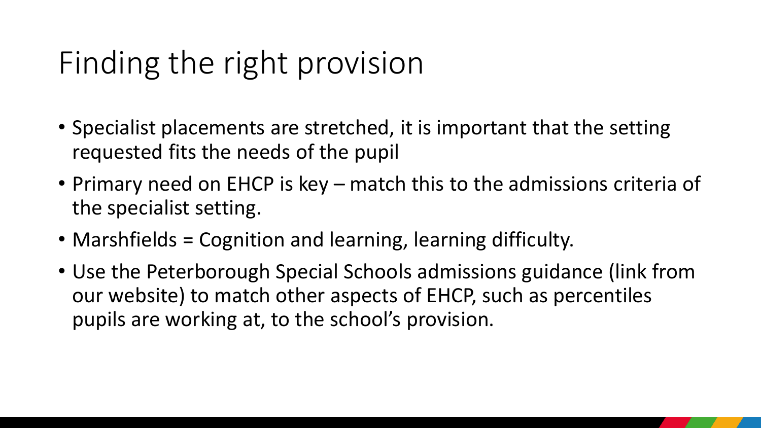# Finding the right provision

- Specialist placements are stretched, it is important that the setting requested fits the needs of the pupil
- Primary need on EHCP is key – match this to the admissions criteria of the specialist setting.
- Marshfields = Cognition and learning, learning difficulty.
- Use the Peterborough Special Schools admissions guidance (link from our website) to match other aspects of EHCP, such as percentiles pupils are working at, to the school's provision.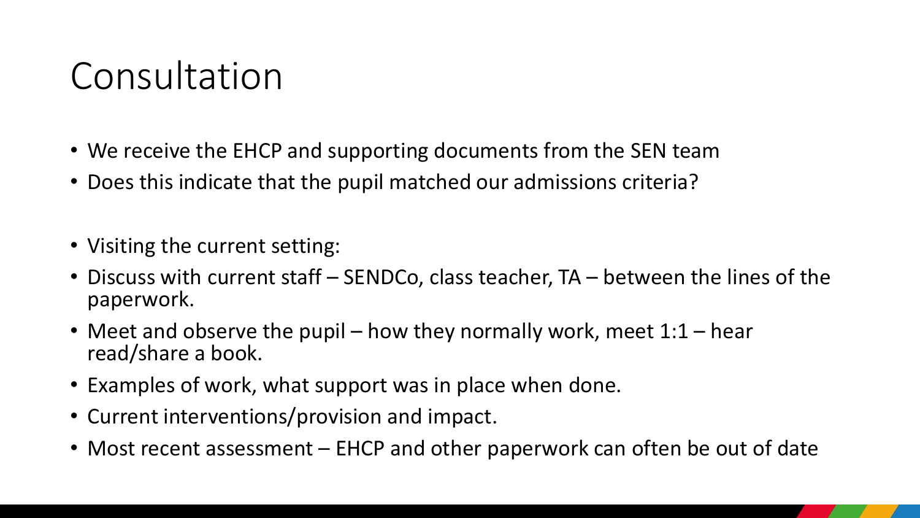# Consultation

- We receive the EHCP and supporting documents from the SEN team
- Does this indicate that the pupil matched our admissions criteria?

- Visiting the current setting:
- Discuss with current staff – SENDCo, class teacher, TA – between the lines of the paperwork.
- Meet and observe the pupil – how they normally work, meet 1:1 – hear read/share a book.
- Examples of work, what support was in place when done.
- Current interventions/provision and impact.
- Most recent assessment – EHCP and other paperwork can often be out of date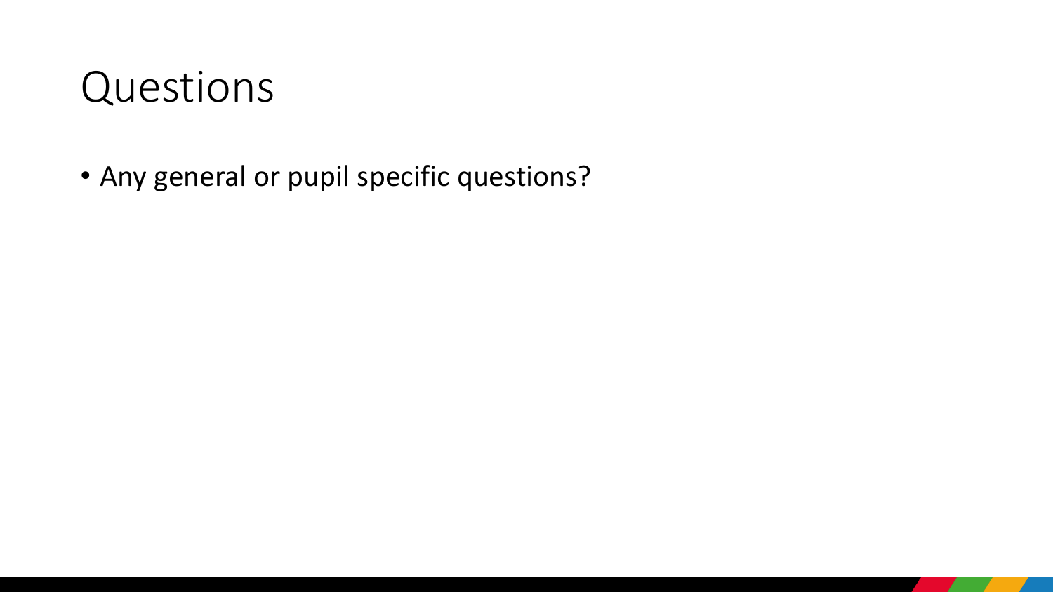# Questions

- Any general or pupil specific questions?